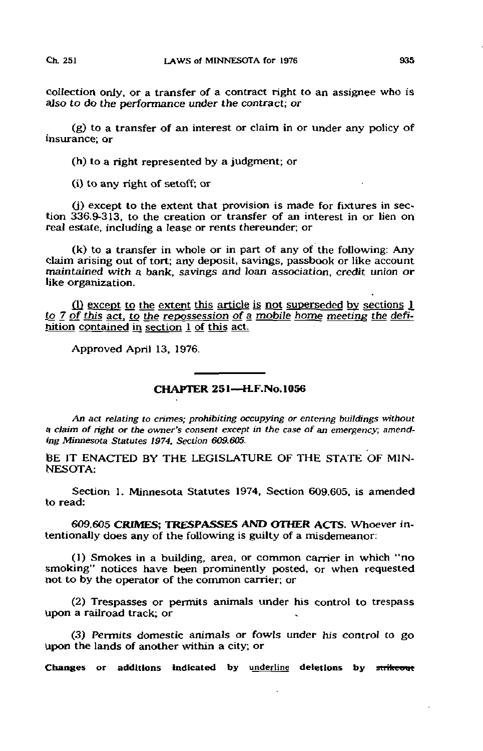collection only, or a transfer of a contract right to an assignee who is also to do the performance under the contract; or

(g) to a transfer of an interest or claim in or under any policy of insurance; or

(h) to a right represented by a judgment; or

(i) to any right of setoff; or

(j) except to the extent that provision is made for fixtures in section 336.9-313, to the creation or transfer of an interest in or lien on real estate, including a lease or rents thereunder; or

(k) to a transfer in whole or in part of any of the following: Any claim arising out of tort; any deposit, savings, passbook or like account maintained with a bank, savings and loan association, credit union or like organization.

<u>(l) except to the extent this article is not superseded by sections 1 to 7 of this act, to the repossession of a mobile home meeting the definition contained in section 1 of this act.</u>

Approved April 13, 1976.

## CHAPTER 251—H.F.No.1056

*An act relating to crimes; prohibiting occupying or entering buildings without a claim of right or the owner's consent except in the case of an emergency; amending Minnesota Statutes 1974, Section 609.605.*

BE IT ENACTED BY THE LEGISLATURE OF THE STATE OF MINNESOTA:

Section 1. Minnesota Statutes 1974, Section 609.605, is amended to read:

609.605 **CRIMES; TRESPASSES AND OTHER ACTS.** Whoever intentionally does any of the following is guilty of a misdemeanor:

(1) Smokes in a building, area, or common carrier in which "no smoking" notices have been prominently posted, or when requested not to by the operator of the common carrier; or

(2) Trespasses or permits animals under his control to trespass upon a railroad track; or

(3) Permits domestic animals or fowls under his control to go upon the lands of another within a city; or

**Changes or additions indicated by** <u>underline</u> **deletions by** ~~strikeout~~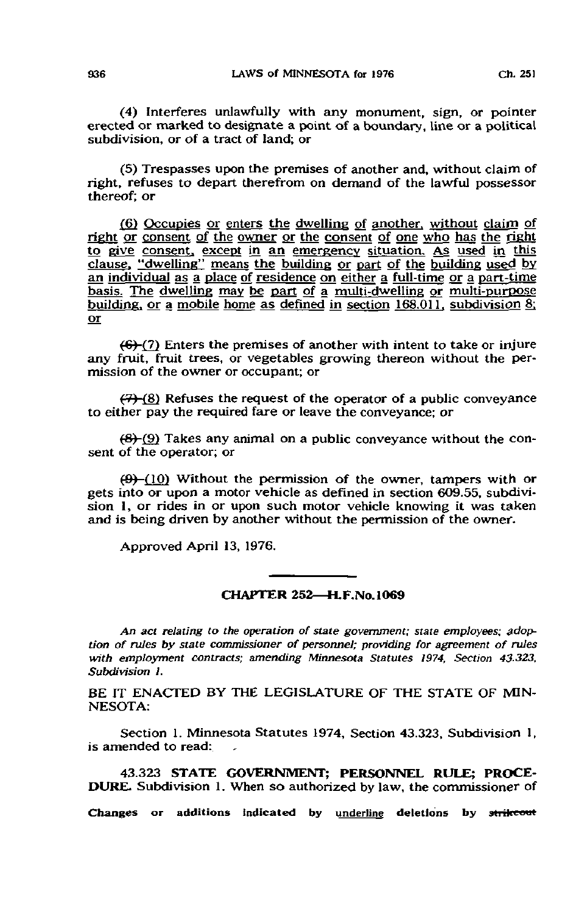(4) Interferes unlawfully with any monument, sign, or pointer erected or marked to designate a point of a boundary, line or a political subdivision, or of a tract of land; or

(5) Trespasses upon the premises of another and, without claim of right, refuses to depart therefrom on demand of the lawful possessor thereof; or

<u>(6) Occupies or enters the dwelling of another, without claim of right or consent of the owner or the consent of one who has the right to give consent, except in an emergency situation. As used in this clause, "dwelling" means the building or part of the building used by an individual as a place of residence on either a full-time or a part-time basis. The dwelling may be part of a multi-dwelling or multi-purpose building, or a mobile home as defined in section 168.011, subdivision 8; or</u>

~~(6)~~ <u>(7)</u> Enters the premises of another with intent to take or injure any fruit, fruit trees, or vegetables growing thereon without the permission of the owner or occupant; or

~~(7)~~ <u>(8)</u> Refuses the request of the operator of a public conveyance to either pay the required fare or leave the conveyance; or

~~(8)~~ <u>(9)</u> Takes any animal on a public conveyance without the consent of the operator; or

~~(9)~~ <u>(10)</u> Without the permission of the owner, tampers with or gets into or upon a motor vehicle as defined in section 609.55, subdivision 1, or rides in or upon such motor vehicle knowing it was taken and is being driven by another without the permission of the owner.

Approved April 13, 1976.

## CHAPTER 252—H.F.No.1069

*An act relating to the operation of state government; state employees; adoption of rules by state commissioner of personnel; providing for agreement of rules with employment contracts; amending Minnesota Statutes 1974, Section 43.323, Subdivision 1.*

BE IT ENACTED BY THE LEGISLATURE OF THE STATE OF MINNESOTA:

Section 1. Minnesota Statutes 1974, Section 43.323, Subdivision 1, is amended to read:

43.323 **STATE GOVERNMENT; PERSONNEL RULE; PROCEDURE.** Subdivision 1. When so authorized by law, the commissioner of

Changes or additions indicated by <u>underline</u> deletions by ~~strikeout~~